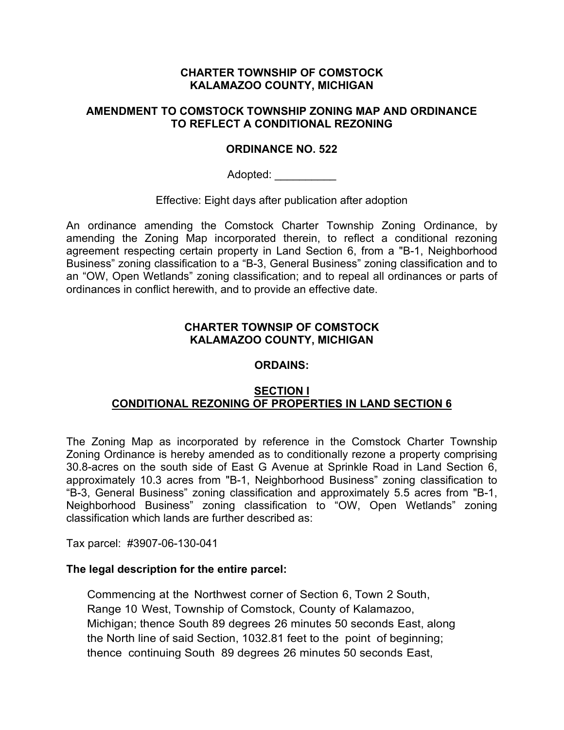**CHARTER TOWNSHIP OF COMSTOCK**
**KALAMAZOO COUNTY, MICHIGAN**

**AMENDMENT TO COMSTOCK TOWNSHIP ZONING MAP AND ORDINANCE TO REFLECT A CONDITIONAL REZONING**

**ORDINANCE NO. 522**

Adopted: __________

Effective: Eight days after publication after adoption

An ordinance amending the Comstock Charter Township Zoning Ordinance, by amending the Zoning Map incorporated therein, to reflect a conditional rezoning agreement respecting certain property in Land Section 6, from a "B-1, Neighborhood Business" zoning classification to a "B-3, General Business" zoning classification and to an "OW, Open Wetlands" zoning classification; and to repeal all ordinances or parts of ordinances in conflict herewith, and to provide an effective date.

**CHARTER TOWNSIP OF COMSTOCK**
**KALAMAZOO COUNTY, MICHIGAN**

**ORDAINS:**

**SECTION I**
**CONDITIONAL REZONING OF PROPERTIES IN LAND SECTION 6**

The Zoning Map as incorporated by reference in the Comstock Charter Township Zoning Ordinance is hereby amended as to conditionally rezone a property comprising 30.8-acres on the south side of East G Avenue at Sprinkle Road in Land Section 6, approximately 10.3 acres from "B-1, Neighborhood Business" zoning classification to "B-3, General Business" zoning classification and approximately 5.5 acres from "B-1, Neighborhood Business" zoning classification to "OW, Open Wetlands" zoning classification which lands are further described as:

Tax parcel: #3907-06-130-041

**The legal description for the entire parcel:**

Commencing at the Northwest corner of Section 6, Town 2 South, Range 10 West, Township of Comstock, County of Kalamazoo, Michigan; thence South 89 degrees 26 minutes 50 seconds East, along the North line of said Section, 1032.81 feet to the point of beginning; thence continuing South 89 degrees 26 minutes 50 seconds East,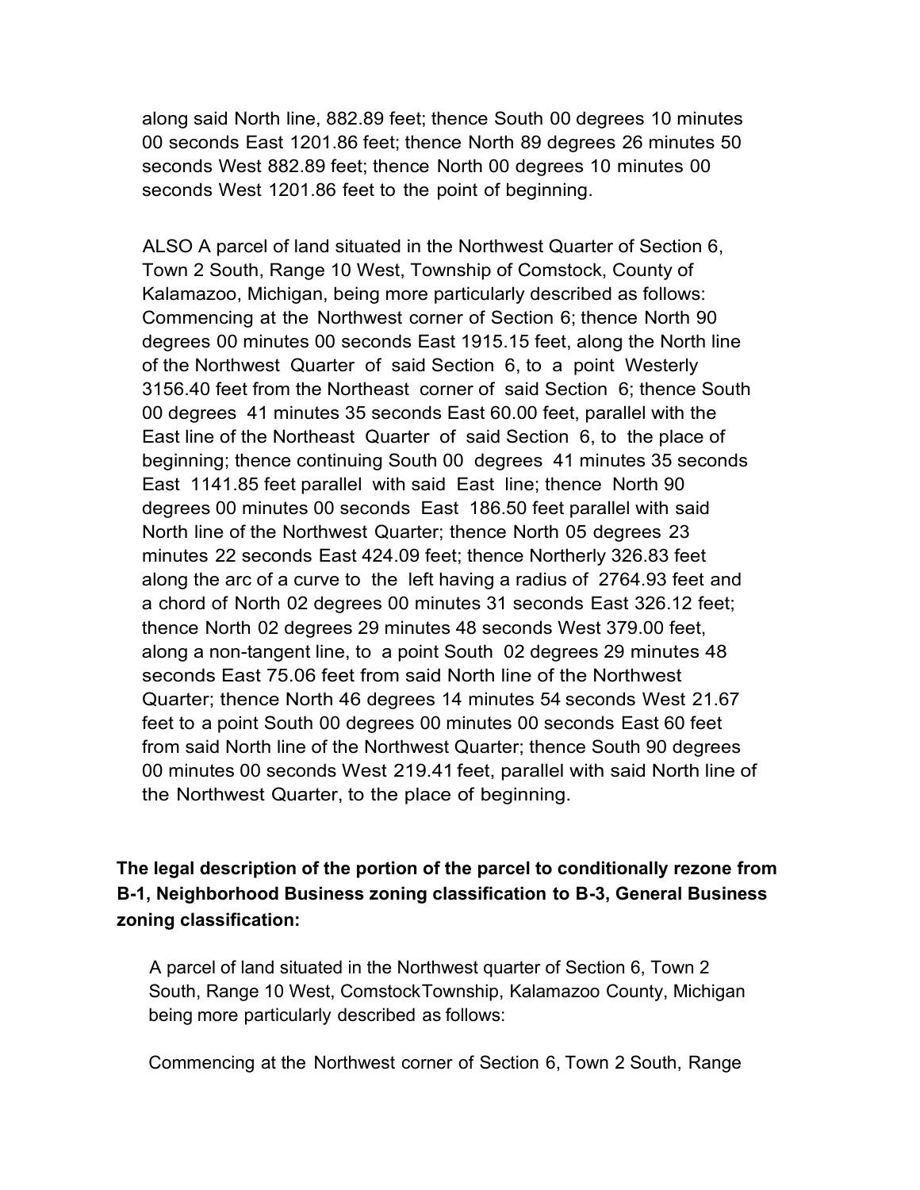along said North line, 882.89 feet; thence South 00 degrees 10 minutes 00 seconds East 1201.86 feet; thence North 89 degrees 26 minutes 50 seconds West 882.89 feet; thence North 00 degrees 10 minutes 00 seconds West 1201.86 feet to the point of beginning.

ALSO A parcel of land situated in the Northwest Quarter of Section 6, Town 2 South, Range 10 West, Township of Comstock, County of Kalamazoo, Michigan, being more particularly described as follows: Commencing at the Northwest corner of Section 6; thence North 90 degrees 00 minutes 00 seconds East 1915.15 feet, along the North line of the Northwest Quarter of said Section 6, to a point Westerly 3156.40 feet from the Northeast corner of said Section 6; thence South 00 degrees 41 minutes 35 seconds East 60.00 feet, parallel with the East line of the Northeast Quarter of said Section 6, to the place of beginning; thence continuing South 00 degrees 41 minutes 35 seconds East 1141.85 feet parallel with said East line; thence North 90 degrees 00 minutes 00 seconds East 186.50 feet parallel with said North line of the Northwest Quarter; thence North 05 degrees 23 minutes 22 seconds East 424.09 feet; thence Northerly 326.83 feet along the arc of a curve to the left having a radius of 2764.93 feet and a chord of North 02 degrees 00 minutes 31 seconds East 326.12 feet; thence North 02 degrees 29 minutes 48 seconds West 379.00 feet, along a non-tangent line, to a point South 02 degrees 29 minutes 48 seconds East 75.06 feet from said North line of the Northwest Quarter; thence North 46 degrees 14 minutes 54 seconds West 21.67 feet to a point South 00 degrees 00 minutes 00 seconds East 60 feet from said North line of the Northwest Quarter; thence South 90 degrees 00 minutes 00 seconds West 219.41 feet, parallel with said North line of the Northwest Quarter, to the place of beginning.

**The legal description of the portion of the parcel to conditionally rezone from B-1, Neighborhood Business zoning classification to B-3, General Business zoning classification:**

A parcel of land situated in the Northwest quarter of Section 6, Town 2 South, Range 10 West, ComstockTownship, Kalamazoo County, Michigan being more particularly described as follows:

Commencing at the Northwest corner of Section 6, Town 2 South, Range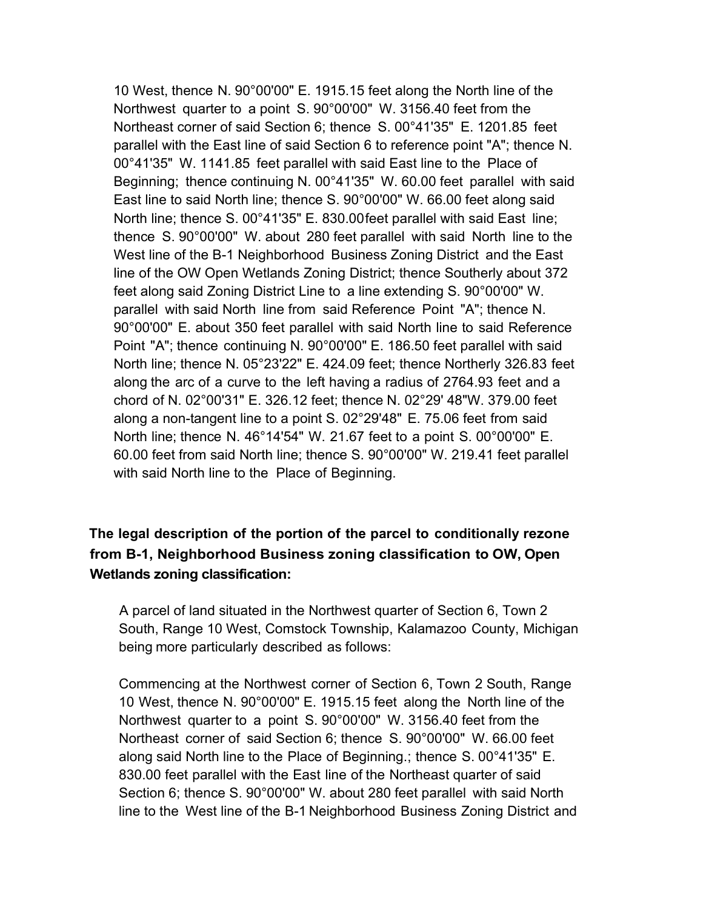10 West, thence N. 90°00'00" E. 1915.15 feet along the North line of the Northwest quarter to a point S. 90°00'00" W. 3156.40 feet from the Northeast corner of said Section 6; thence S. 00°41'35" E. 1201.85 feet parallel with the East line of said Section 6 to reference point "A"; thence N. 00°41'35" W. 1141.85 feet parallel with said East line to the Place of Beginning; thence continuing N. 00°41'35" W. 60.00 feet parallel with said East line to said North line; thence S. 90°00'00" W. 66.00 feet along said North line; thence S. 00°41'35" E. 830.00feet parallel with said East line; thence S. 90°00'00" W. about 280 feet parallel with said North line to the West line of the B-1 Neighborhood Business Zoning District and the East line of the OW Open Wetlands Zoning District; thence Southerly about 372 feet along said Zoning District Line to a line extending S. 90°00'00" W. parallel with said North line from said Reference Point "A"; thence N. 90°00'00" E. about 350 feet parallel with said North line to said Reference Point "A"; thence continuing N. 90°00'00" E. 186.50 feet parallel with said North line; thence N. 05°23'22" E. 424.09 feet; thence Northerly 326.83 feet along the arc of a curve to the left having a radius of 2764.93 feet and a chord of N. 02°00'31" E. 326.12 feet; thence N. 02°29' 48"W. 379.00 feet along a non-tangent line to a point S. 02°29'48" E. 75.06 feet from said North line; thence N. 46°14'54" W. 21.67 feet to a point S. 00°00'00" E. 60.00 feet from said North line; thence S. 90°00'00" W. 219.41 feet parallel with said North line to the Place of Beginning.

**The legal description of the portion of the parcel to conditionally rezone from B-1, Neighborhood Business zoning classification to OW, Open Wetlands zoning classification:**

A parcel of land situated in the Northwest quarter of Section 6, Town 2 South, Range 10 West, Comstock Township, Kalamazoo County, Michigan being more particularly described as follows:

Commencing at the Northwest corner of Section 6, Town 2 South, Range 10 West, thence N. 90°00'00" E. 1915.15 feet along the North line of the Northwest quarter to a point S. 90°00'00" W. 3156.40 feet from the Northeast corner of said Section 6; thence S. 90°00'00" W. 66.00 feet along said North line to the Place of Beginning.; thence S. 00°41'35" E. 830.00 feet parallel with the East line of the Northeast quarter of said Section 6; thence S. 90°00'00" W. about 280 feet parallel with said North line to the West line of the B-1 Neighborhood Business Zoning District and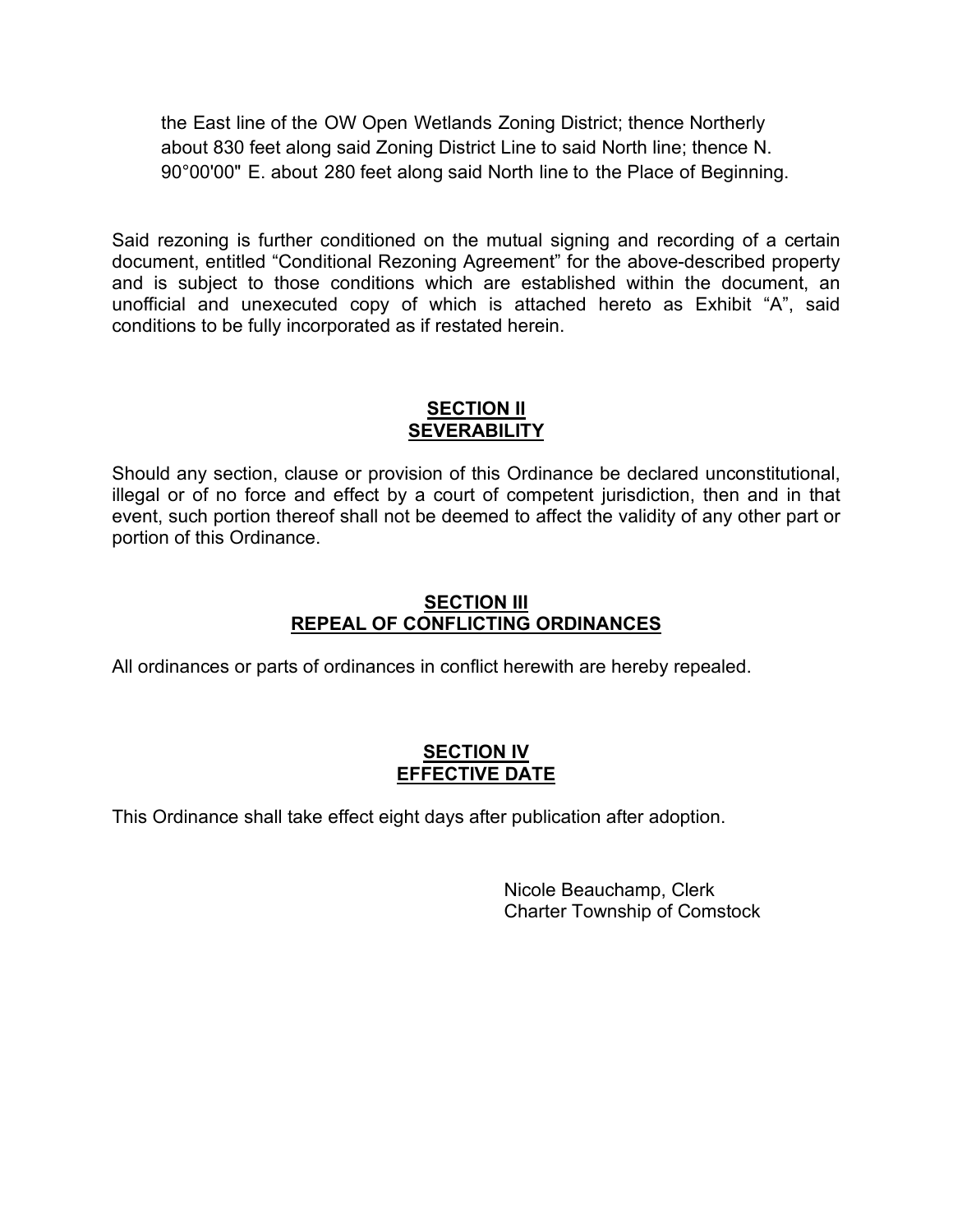the East line of the OW Open Wetlands Zoning District; thence Northerly about 830 feet along said Zoning District Line to said North line; thence N. 90°00'00" E. about 280 feet along said North line to the Place of Beginning.

Said rezoning is further conditioned on the mutual signing and recording of a certain document, entitled "Conditional Rezoning Agreement" for the above-described property and is subject to those conditions which are established within the document, an unofficial and unexecuted copy of which is attached hereto as Exhibit "A", said conditions to be fully incorporated as if restated herein.

## SECTION II
## SEVERABILITY

Should any section, clause or provision of this Ordinance be declared unconstitutional, illegal or of no force and effect by a court of competent jurisdiction, then and in that event, such portion thereof shall not be deemed to affect the validity of any other part or portion of this Ordinance.

## SECTION III
## REPEAL OF CONFLICTING ORDINANCES

All ordinances or parts of ordinances in conflict herewith are hereby repealed.

## SECTION IV
## EFFECTIVE DATE

This Ordinance shall take effect eight days after publication after adoption.

Nicole Beauchamp, Clerk
Charter Township of Comstock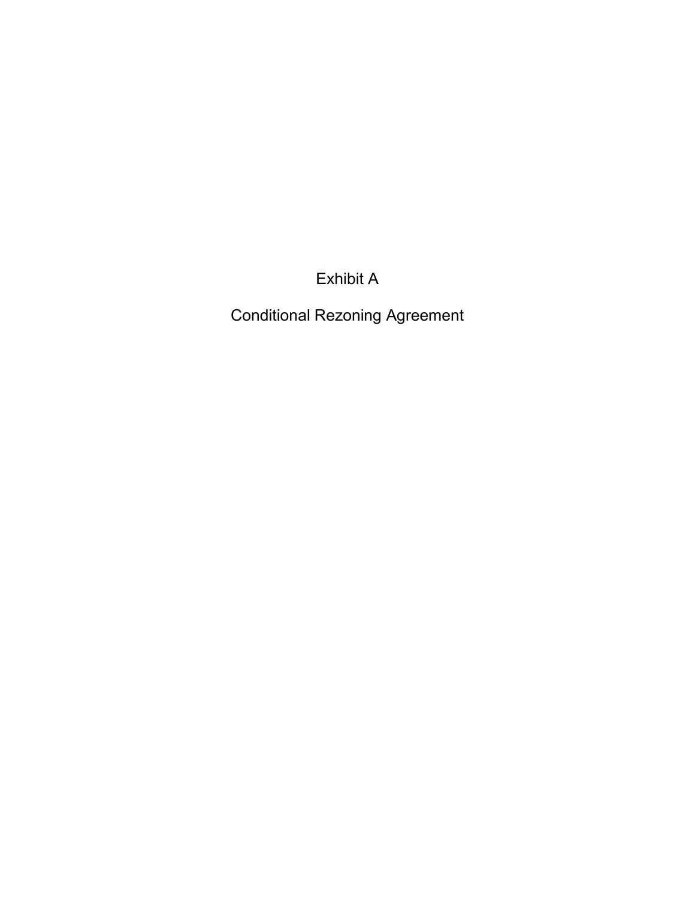# Exhibit A

# Conditional Rezoning Agreement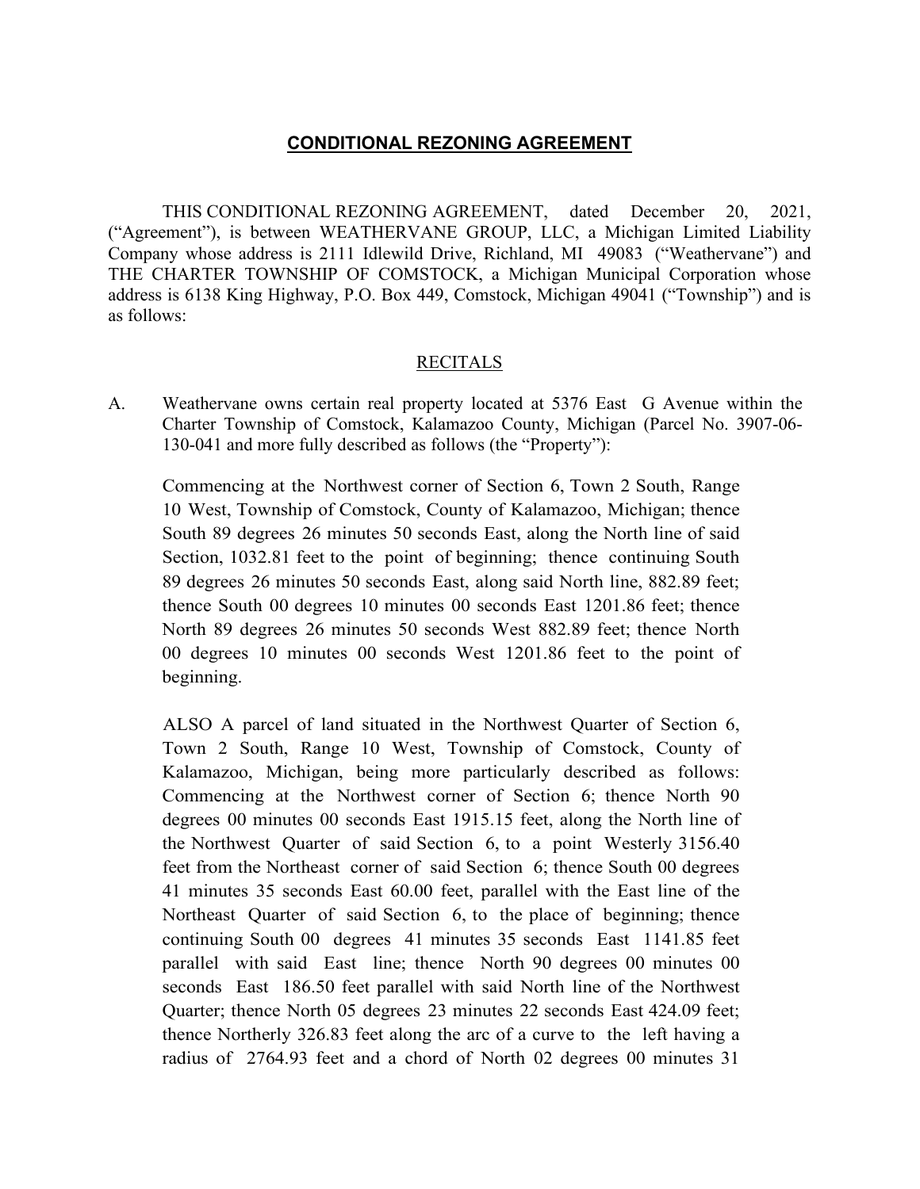# CONDITIONAL REZONING AGREEMENT

THIS CONDITIONAL REZONING AGREEMENT, dated December 20, 2021, ("Agreement"), is between WEATHERVANE GROUP, LLC, a Michigan Limited Liability Company whose address is 2111 Idlewild Drive, Richland, MI 49083 ("Weathervane") and THE CHARTER TOWNSHIP OF COMSTOCK, a Michigan Municipal Corporation whose address is 6138 King Highway, P.O. Box 449, Comstock, Michigan 49041 ("Township") and is as follows:

## RECITALS

A. Weathervane owns certain real property located at 5376 East G Avenue within the Charter Township of Comstock, Kalamazoo County, Michigan (Parcel No. 3907-06-130-041 and more fully described as follows (the "Property"):

> Commencing at the Northwest corner of Section 6, Town 2 South, Range 10 West, Township of Comstock, County of Kalamazoo, Michigan; thence South 89 degrees 26 minutes 50 seconds East, along the North line of said Section, 1032.81 feet to the point of beginning; thence continuing South 89 degrees 26 minutes 50 seconds East, along said North line, 882.89 feet; thence South 00 degrees 10 minutes 00 seconds East 1201.86 feet; thence North 89 degrees 26 minutes 50 seconds West 882.89 feet; thence North 00 degrees 10 minutes 00 seconds West 1201.86 feet to the point of beginning.
>
> ALSO A parcel of land situated in the Northwest Quarter of Section 6, Town 2 South, Range 10 West, Township of Comstock, County of Kalamazoo, Michigan, being more particularly described as follows: Commencing at the Northwest corner of Section 6; thence North 90 degrees 00 minutes 00 seconds East 1915.15 feet, along the North line of the Northwest Quarter of said Section 6, to a point Westerly 3156.40 feet from the Northeast corner of said Section 6; thence South 00 degrees 41 minutes 35 seconds East 60.00 feet, parallel with the East line of the Northeast Quarter of said Section 6, to the place of beginning; thence continuing South 00 degrees 41 minutes 35 seconds East 1141.85 feet parallel with said East line; thence North 90 degrees 00 minutes 00 seconds East 186.50 feet parallel with said North line of the Northwest Quarter; thence North 05 degrees 23 minutes 22 seconds East 424.09 feet; thence Northerly 326.83 feet along the arc of a curve to the left having a radius of 2764.93 feet and a chord of North 02 degrees 00 minutes 31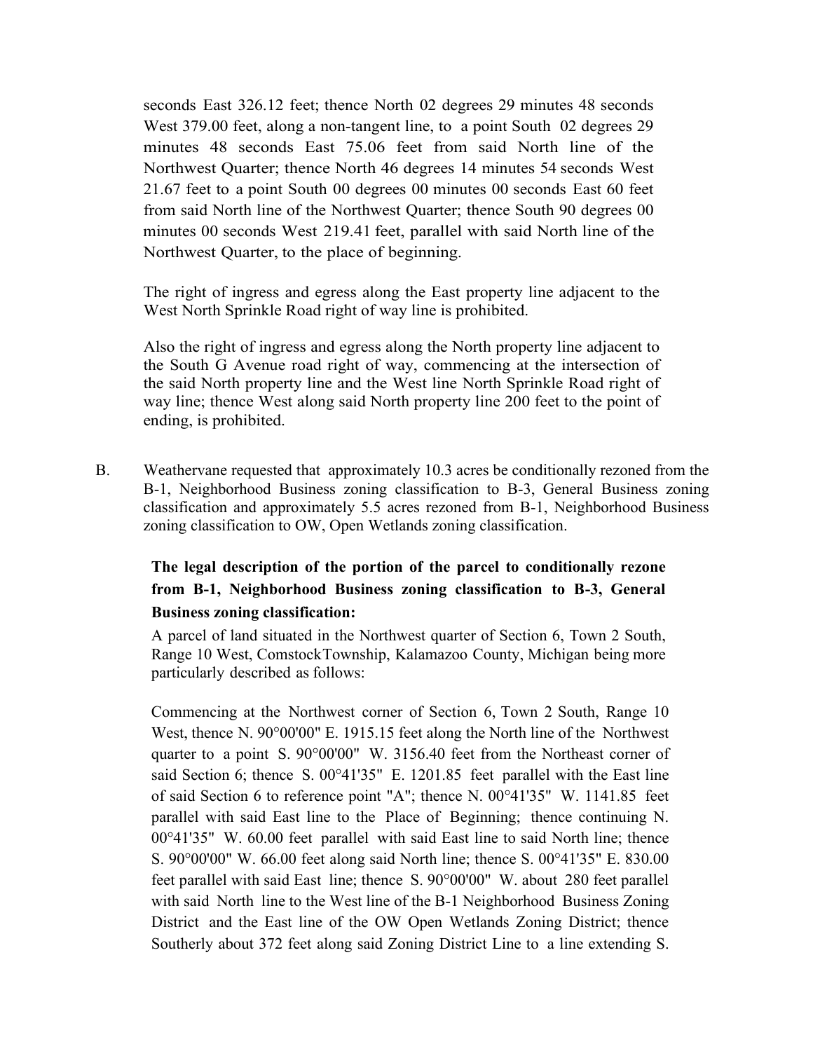seconds East 326.12 feet; thence North 02 degrees 29 minutes 48 seconds West 379.00 feet, along a non-tangent line, to a point South 02 degrees 29 minutes 48 seconds East 75.06 feet from said North line of the Northwest Quarter; thence North 46 degrees 14 minutes 54 seconds West 21.67 feet to a point South 00 degrees 00 minutes 00 seconds East 60 feet from said North line of the Northwest Quarter; thence South 90 degrees 00 minutes 00 seconds West 219.41 feet, parallel with said North line of the Northwest Quarter, to the place of beginning.

The right of ingress and egress along the East property line adjacent to the West North Sprinkle Road right of way line is prohibited.

Also the right of ingress and egress along the North property line adjacent to the South G Avenue road right of way, commencing at the intersection of the said North property line and the West line North Sprinkle Road right of way line; thence West along said North property line 200 feet to the point of ending, is prohibited.

B. Weathervane requested that approximately 10.3 acres be conditionally rezoned from the B-1, Neighborhood Business zoning classification to B-3, General Business zoning classification and approximately 5.5 acres rezoned from B-1, Neighborhood Business zoning classification to OW, Open Wetlands zoning classification.

**The legal description of the portion of the parcel to conditionally rezone from B-1, Neighborhood Business zoning classification to B-3, General Business zoning classification:**

A parcel of land situated in the Northwest quarter of Section 6, Town 2 South, Range 10 West, ComstockTownship, Kalamazoo County, Michigan being more particularly described as follows:

Commencing at the Northwest corner of Section 6, Town 2 South, Range 10 West, thence N. 90°00'00" E. 1915.15 feet along the North line of the Northwest quarter to a point S. 90°00'00" W. 3156.40 feet from the Northeast corner of said Section 6; thence S. 00°41'35" E. 1201.85 feet parallel with the East line of said Section 6 to reference point "A"; thence N. 00°41'35" W. 1141.85 feet parallel with said East line to the Place of Beginning; thence continuing N. 00°41'35" W. 60.00 feet parallel with said East line to said North line; thence S. 90°00'00" W. 66.00 feet along said North line; thence S. 00°41'35" E. 830.00 feet parallel with said East line; thence S. 90°00'00" W. about 280 feet parallel with said North line to the West line of the B-1 Neighborhood Business Zoning District and the East line of the OW Open Wetlands Zoning District; thence Southerly about 372 feet along said Zoning District Line to a line extending S.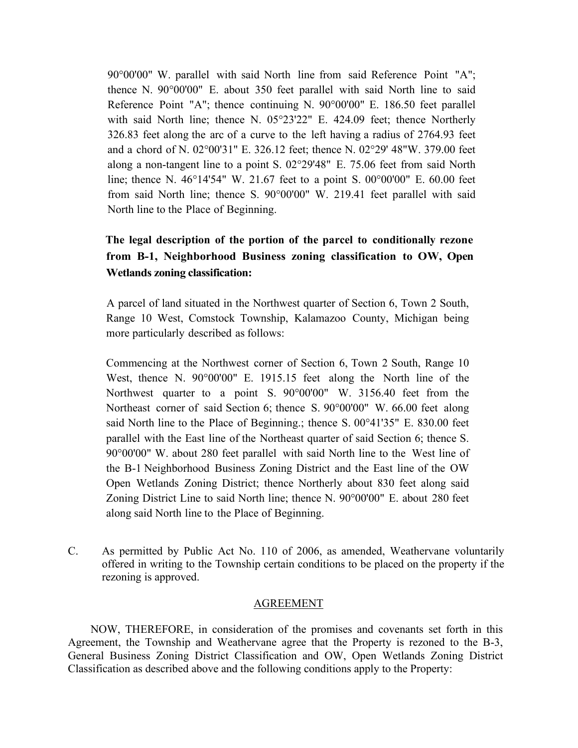90°00'00" W. parallel with said North line from said Reference Point "A"; thence N. 90°00'00" E. about 350 feet parallel with said North line to said Reference Point "A"; thence continuing N. 90°00'00" E. 186.50 feet parallel with said North line; thence N. 05°23'22" E. 424.09 feet; thence Northerly 326.83 feet along the arc of a curve to the left having a radius of 2764.93 feet and a chord of N. 02°00'31" E. 326.12 feet; thence N. 02°29' 48"W. 379.00 feet along a non-tangent line to a point S. 02°29'48" E. 75.06 feet from said North line; thence N. 46°14'54" W. 21.67 feet to a point S. 00°00'00" E. 60.00 feet from said North line; thence S. 90°00'00" W. 219.41 feet parallel with said North line to the Place of Beginning.

**The legal description of the portion of the parcel to conditionally rezone from B-1, Neighborhood Business zoning classification to OW, Open Wetlands zoning classification:**

A parcel of land situated in the Northwest quarter of Section 6, Town 2 South, Range 10 West, Comstock Township, Kalamazoo County, Michigan being more particularly described as follows:

Commencing at the Northwest corner of Section 6, Town 2 South, Range 10 West, thence N. 90°00'00" E. 1915.15 feet along the North line of the Northwest quarter to a point S. 90°00'00" W. 3156.40 feet from the Northeast corner of said Section 6; thence S. 90°00'00" W. 66.00 feet along said North line to the Place of Beginning.; thence S. 00°41'35" E. 830.00 feet parallel with the East line of the Northeast quarter of said Section 6; thence S. 90°00'00" W. about 280 feet parallel with said North line to the West line of the B-1 Neighborhood Business Zoning District and the East line of the OW Open Wetlands Zoning District; thence Northerly about 830 feet along said Zoning District Line to said North line; thence N. 90°00'00" E. about 280 feet along said North line to the Place of Beginning.

C. As permitted by Public Act No. 110 of 2006, as amended, Weathervane voluntarily offered in writing to the Township certain conditions to be placed on the property if the rezoning is approved.

## AGREEMENT

NOW, THEREFORE, in consideration of the promises and covenants set forth in this Agreement, the Township and Weathervane agree that the Property is rezoned to the B-3, General Business Zoning District Classification and OW, Open Wetlands Zoning District Classification as described above and the following conditions apply to the Property: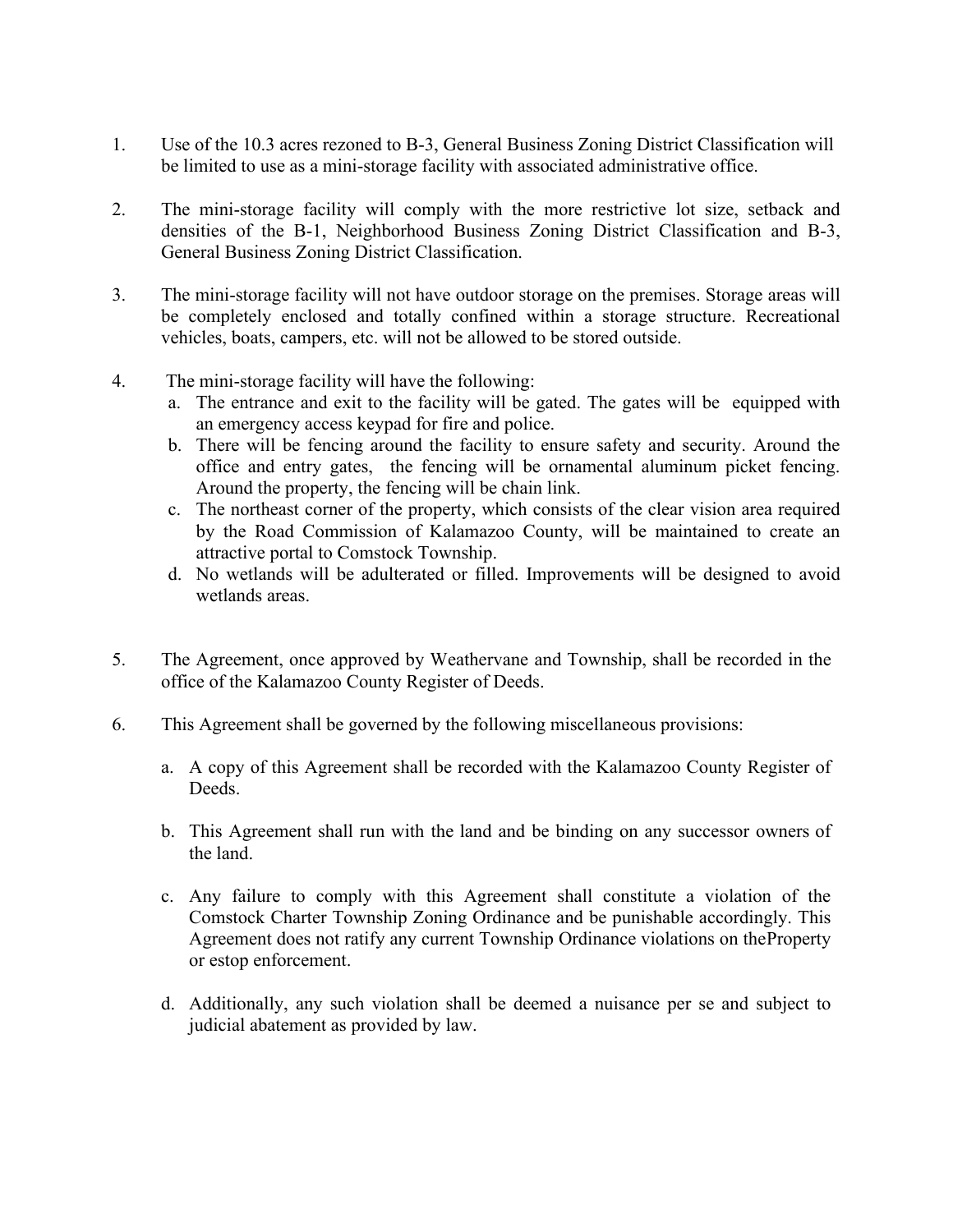1. Use of the 10.3 acres rezoned to B-3, General Business Zoning District Classification will be limited to use as a mini-storage facility with associated administrative office.

2. The mini-storage facility will comply with the more restrictive lot size, setback and densities of the B-1, Neighborhood Business Zoning District Classification and B-3, General Business Zoning District Classification.

3. The mini-storage facility will not have outdoor storage on the premises. Storage areas will be completely enclosed and totally confined within a storage structure. Recreational vehicles, boats, campers, etc. will not be allowed to be stored outside.

4. The mini-storage facility will have the following:
   a. The entrance and exit to the facility will be gated. The gates will be equipped with an emergency access keypad for fire and police.
   b. There will be fencing around the facility to ensure safety and security. Around the office and entry gates, the fencing will be ornamental aluminum picket fencing. Around the property, the fencing will be chain link.
   c. The northeast corner of the property, which consists of the clear vision area required by the Road Commission of Kalamazoo County, will be maintained to create an attractive portal to Comstock Township.
   d. No wetlands will be adulterated or filled. Improvements will be designed to avoid wetlands areas.

5. The Agreement, once approved by Weathervane and Township, shall be recorded in the office of the Kalamazoo County Register of Deeds.

6. This Agreement shall be governed by the following miscellaneous provisions:

   a. A copy of this Agreement shall be recorded with the Kalamazoo County Register of Deeds.

   b. This Agreement shall run with the land and be binding on any successor owners of the land.

   c. Any failure to comply with this Agreement shall constitute a violation of the Comstock Charter Township Zoning Ordinance and be punishable accordingly. This Agreement does not ratify any current Township Ordinance violations on theProperty or estop enforcement.

   d. Additionally, any such violation shall be deemed a nuisance per se and subject to judicial abatement as provided by law.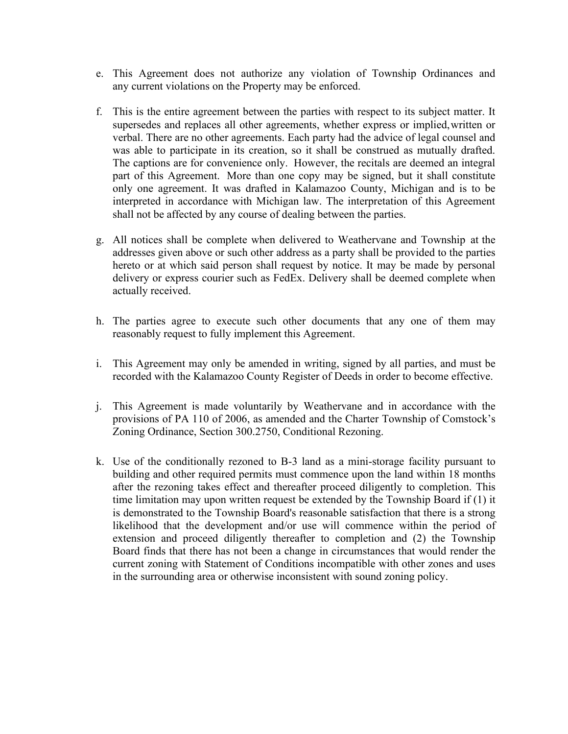e. This Agreement does not authorize any violation of Township Ordinances and any current violations on the Property may be enforced.

f. This is the entire agreement between the parties with respect to its subject matter. It supersedes and replaces all other agreements, whether express or implied, written or verbal. There are no other agreements. Each party had the advice of legal counsel and was able to participate in its creation, so it shall be construed as mutually drafted. The captions are for convenience only. However, the recitals are deemed an integral part of this Agreement. More than one copy may be signed, but it shall constitute only one agreement. It was drafted in Kalamazoo County, Michigan and is to be interpreted in accordance with Michigan law. The interpretation of this Agreement shall not be affected by any course of dealing between the parties.

g. All notices shall be complete when delivered to Weathervane and Township at the addresses given above or such other address as a party shall be provided to the parties hereto or at which said person shall request by notice. It may be made by personal delivery or express courier such as FedEx. Delivery shall be deemed complete when actually received.

h. The parties agree to execute such other documents that any one of them may reasonably request to fully implement this Agreement.

i. This Agreement may only be amended in writing, signed by all parties, and must be recorded with the Kalamazoo County Register of Deeds in order to become effective.

j. This Agreement is made voluntarily by Weathervane and in accordance with the provisions of PA 110 of 2006, as amended and the Charter Township of Comstock's Zoning Ordinance, Section 300.2750, Conditional Rezoning.

k. Use of the conditionally rezoned to B-3 land as a mini-storage facility pursuant to building and other required permits must commence upon the land within 18 months after the rezoning takes effect and thereafter proceed diligently to completion. This time limitation may upon written request be extended by the Township Board if (1) it is demonstrated to the Township Board's reasonable satisfaction that there is a strong likelihood that the development and/or use will commence within the period of extension and proceed diligently thereafter to completion and (2) the Township Board finds that there has not been a change in circumstances that would render the current zoning with Statement of Conditions incompatible with other zones and uses in the surrounding area or otherwise inconsistent with sound zoning policy.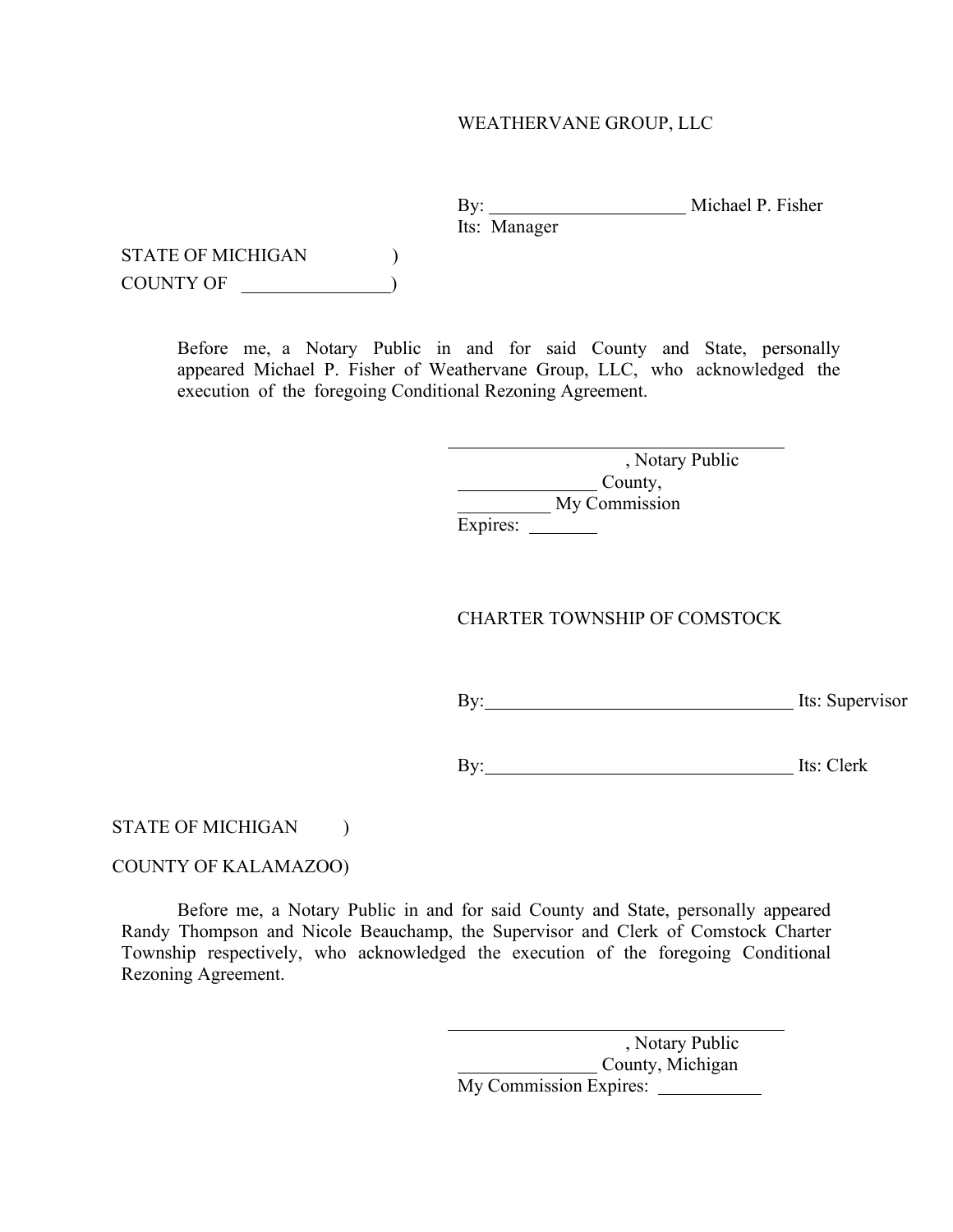WEATHERVANE GROUP, LLC

By: ______________________ Michael P. Fisher
Its: Manager

STATE OF MICHIGAN )
COUNTY OF ________________)

Before me, a Notary Public in and for said County and State, personally appeared Michael P. Fisher of Weathervane Group, LLC, who acknowledged the execution of the foregoing Conditional Rezoning Agreement.

______________________________________
, Notary Public
_______________ County,
__________ My Commission
Expires: ________

CHARTER TOWNSHIP OF COMSTOCK

By:__________________________________ Its: Supervisor

By:__________________________________ Its: Clerk

STATE OF MICHIGAN )

COUNTY OF KALAMAZOO)

Before me, a Notary Public in and for said County and State, personally appeared Randy Thompson and Nicole Beauchamp, the Supervisor and Clerk of Comstock Charter Township respectively, who acknowledged the execution of the foregoing Conditional Rezoning Agreement.

______________________________________
, Notary Public
_______________ County, Michigan
My Commission Expires: ___________